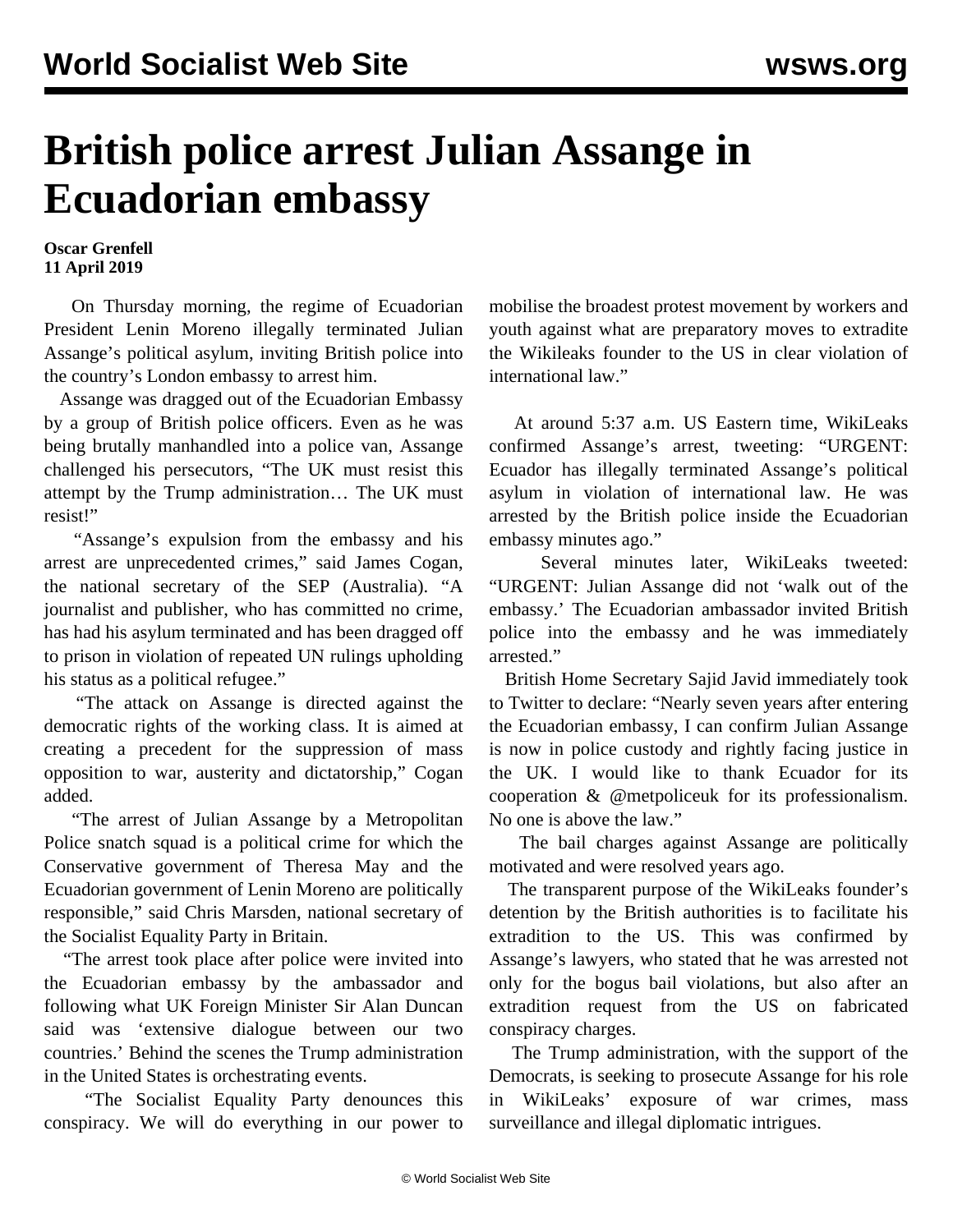# British police arrest Julian Assange in Ecuadorian embassy

**Oscar Grenfell**
**11 April 2019**

On Thursday morning, the regime of Ecuadorian President Lenin Moreno illegally terminated Julian Assange's political asylum, inviting British police into the country's London embassy to arrest him.

Assange was dragged out of the Ecuadorian Embassy by a group of British police officers. Even as he was being brutally manhandled into a police van, Assange challenged his persecutors, "The UK must resist this attempt by the Trump administration… The UK must resist!"

"Assange's expulsion from the embassy and his arrest are unprecedented crimes," said James Cogan, the national secretary of the SEP (Australia). "A journalist and publisher, who has committed no crime, has had his asylum terminated and has been dragged off to prison in violation of repeated UN rulings upholding his status as a political refugee."

"The attack on Assange is directed against the democratic rights of the working class. It is aimed at creating a precedent for the suppression of mass opposition to war, austerity and dictatorship," Cogan added.

"The arrest of Julian Assange by a Metropolitan Police snatch squad is a political crime for which the Conservative government of Theresa May and the Ecuadorian government of Lenin Moreno are politically responsible," said Chris Marsden, national secretary of the Socialist Equality Party in Britain.

"The arrest took place after police were invited into the Ecuadorian embassy by the ambassador and following what UK Foreign Minister Sir Alan Duncan said was 'extensive dialogue between our two countries.' Behind the scenes the Trump administration in the United States is orchestrating events.

"The Socialist Equality Party denounces this conspiracy. We will do everything in our power to mobilise the broadest protest movement by workers and youth against what are preparatory moves to extradite the Wikileaks founder to the US in clear violation of international law."

At around 5:37 a.m. US Eastern time, WikiLeaks confirmed Assange's arrest, tweeting: "URGENT: Ecuador has illegally terminated Assange's political asylum in violation of international law. He was arrested by the British police inside the Ecuadorian embassy minutes ago."

Several minutes later, WikiLeaks tweeted: "URGENT: Julian Assange did not 'walk out of the embassy.' The Ecuadorian ambassador invited British police into the embassy and he was immediately arrested."

British Home Secretary Sajid Javid immediately took to Twitter to declare: "Nearly seven years after entering the Ecuadorian embassy, I can confirm Julian Assange is now in police custody and rightly facing justice in the UK. I would like to thank Ecuador for its cooperation & @metpoliceuk for its professionalism. No one is above the law."

The bail charges against Assange are politically motivated and were resolved years ago.

The transparent purpose of the WikiLeaks founder's detention by the British authorities is to facilitate his extradition to the US. This was confirmed by Assange's lawyers, who stated that he was arrested not only for the bogus bail violations, but also after an extradition request from the US on fabricated conspiracy charges.

The Trump administration, with the support of the Democrats, is seeking to prosecute Assange for his role in WikiLeaks' exposure of war crimes, mass surveillance and illegal diplomatic intrigues.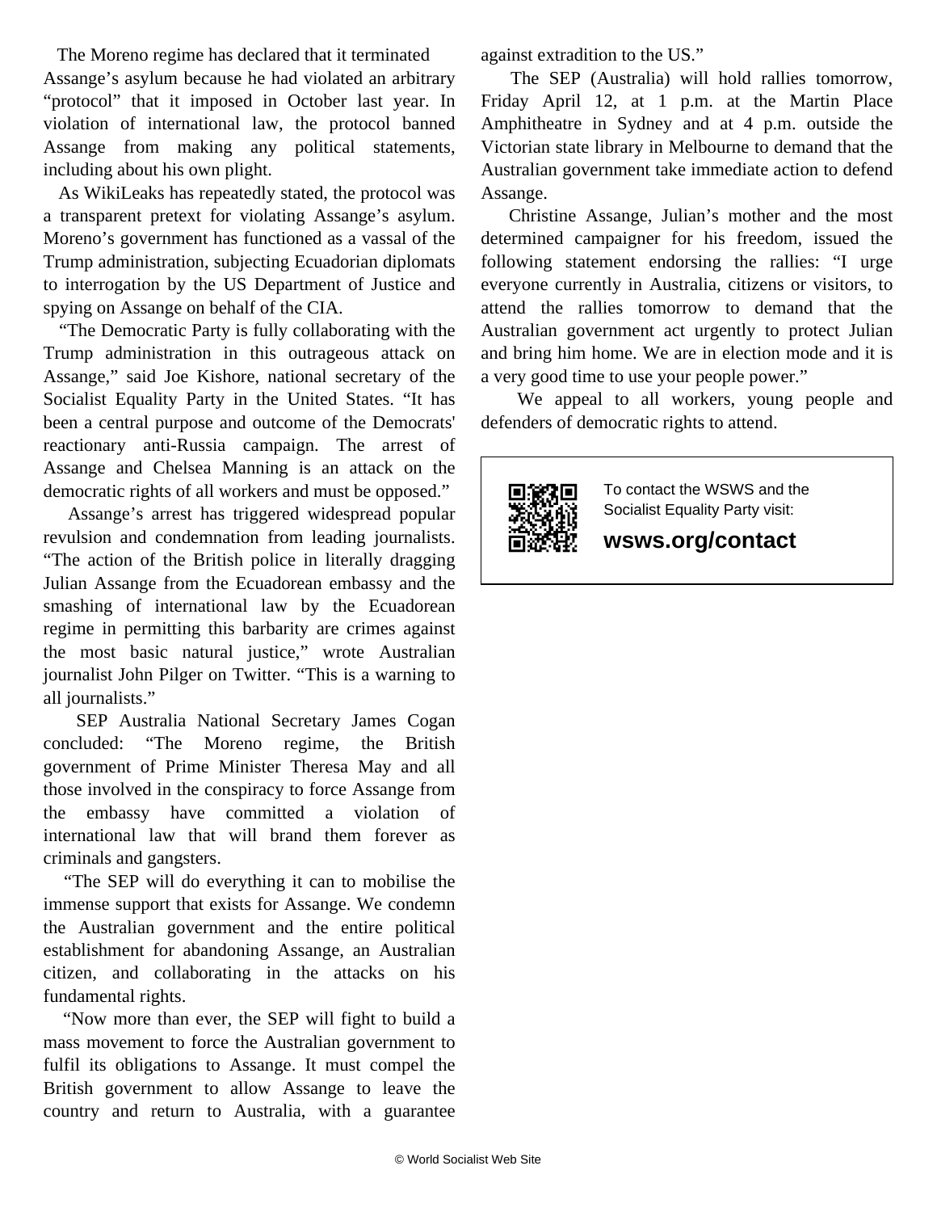The Moreno regime has declared that it terminated Assange’s asylum because he had violated an arbitrary “protocol” that it imposed in October last year. In violation of international law, the protocol banned Assange from making any political statements, including about his own plight.

As WikiLeaks has repeatedly stated, the protocol was a transparent pretext for violating Assange’s asylum. Moreno’s government has functioned as a vassal of the Trump administration, subjecting Ecuadorian diplomats to interrogation by the US Department of Justice and spying on Assange on behalf of the CIA.

“The Democratic Party is fully collaborating with the Trump administration in this outrageous attack on Assange,” said Joe Kishore, national secretary of the Socialist Equality Party in the United States. “It has been a central purpose and outcome of the Democrats' reactionary anti-Russia campaign. The arrest of Assange and Chelsea Manning is an attack on the democratic rights of all workers and must be opposed.”

Assange’s arrest has triggered widespread popular revulsion and condemnation from leading journalists. “The action of the British police in literally dragging Julian Assange from the Ecuadorean embassy and the smashing of international law by the Ecuadorean regime in permitting this barbarity are crimes against the most basic natural justice,” wrote Australian journalist John Pilger on Twitter. “This is a warning to all journalists.”

SEP Australia National Secretary James Cogan concluded: “The Moreno regime, the British government of Prime Minister Theresa May and all those involved in the conspiracy to force Assange from the embassy have committed a violation of international law that will brand them forever as criminals and gangsters.

“The SEP will do everything it can to mobilise the immense support that exists for Assange. We condemn the Australian government and the entire political establishment for abandoning Assange, an Australian citizen, and collaborating in the attacks on his fundamental rights.

“Now more than ever, the SEP will fight to build a mass movement to force the Australian government to fulfil its obligations to Assange. It must compel the British government to allow Assange to leave the country and return to Australia, with a guarantee against extradition to the US.”

The SEP (Australia) will hold rallies tomorrow, Friday April 12, at 1 p.m. at the Martin Place Amphitheatre in Sydney and at 4 p.m. outside the Victorian state library in Melbourne to demand that the Australian government take immediate action to defend Assange.

Christine Assange, Julian’s mother and the most determined campaigner for his freedom, issued the following statement endorsing the rallies: “I urge everyone currently in Australia, citizens or visitors, to attend the rallies tomorrow to demand that the Australian government act urgently to protect Julian and bring him home. We are in election mode and it is a very good time to use your people power.”

We appeal to all workers, young people and defenders of democratic rights to attend.

To contact the WSWS and the Socialist Equality Party visit:

**wsws.org/contact**